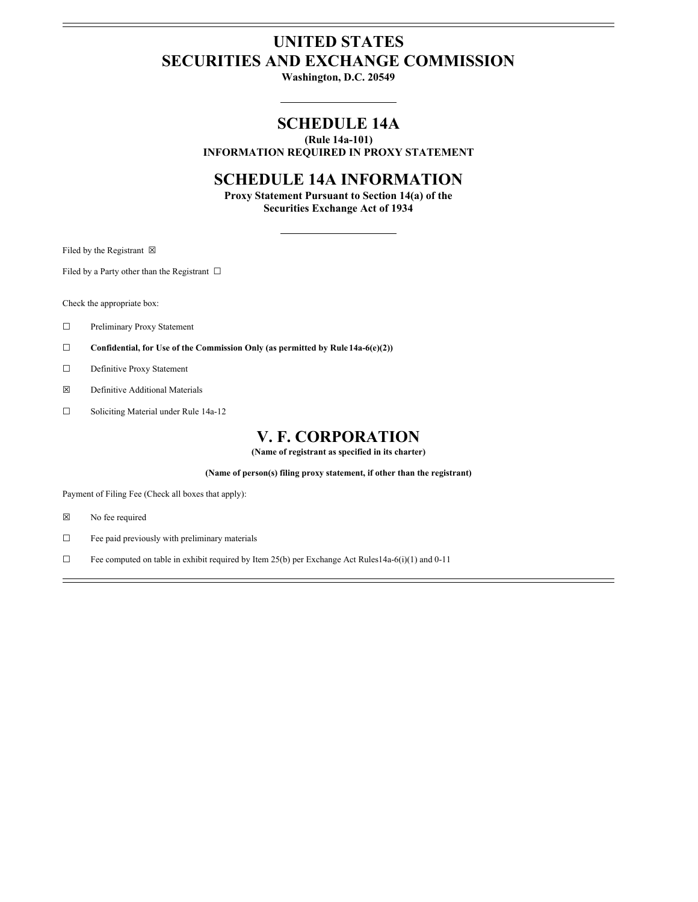# UNITED STATES
# SECURITIES AND EXCHANGE COMMISSION

**Washington, D.C. 20549**

## SCHEDULE 14A

**(Rule 14a-101)**
**INFORMATION REQUIRED IN PROXY STATEMENT**

## SCHEDULE 14A INFORMATION

**Proxy Statement Pursuant to Section 14(a) of the**
**Securities Exchange Act of 1934**

Filed by the Registrant ☒

Filed by a Party other than the Registrant ☐

Check the appropriate box:

☐ Preliminary Proxy Statement

☐ **Confidential, for Use of the Commission Only (as permitted by Rule 14a-6(e)(2))**

☐ Definitive Proxy Statement

☒ Definitive Additional Materials

☐ Soliciting Material under Rule 14a-12

## V. F. CORPORATION

**(Name of registrant as specified in its charter)**

**(Name of person(s) filing proxy statement, if other than the registrant)**

Payment of Filing Fee (Check all boxes that apply):

☒ No fee required

☐ Fee paid previously with preliminary materials

☐ Fee computed on table in exhibit required by Item 25(b) per Exchange Act Rules14a-6(i)(1) and 0-11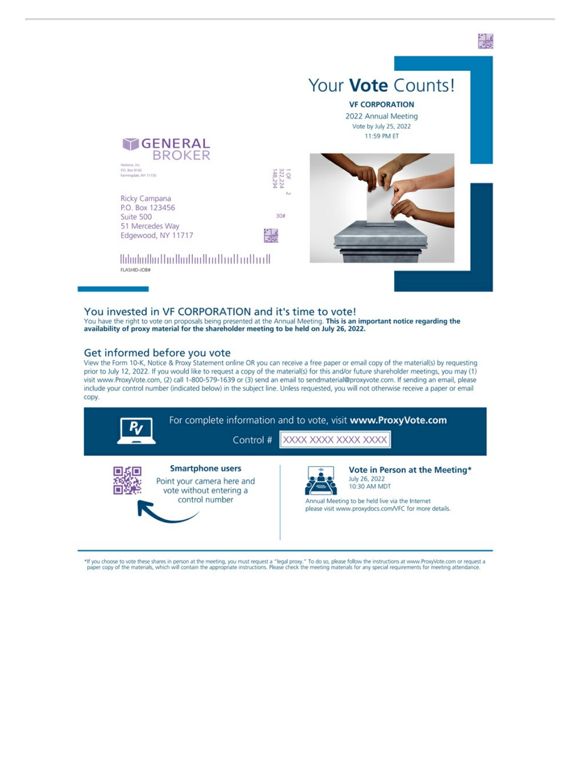# Your **Vote** Counts!

**VF CORPORATION**

2022 Annual Meeting

Vote by July 25, 2022

11:59 PM ET

GENERAL BROKER

Hextone, Inc.
P.O. Box 9142
Farmingdale, NY 11735

Ricky Campana
P.O. Box 123456
Suite 500
51 Mercedes Way
Edgewood, NY 11717

1 OF 2
322,224
148,294

30#

FLASHID-JOB#

## You invested in VF CORPORATION and it's time to vote!

You have the right to vote on proposals being presented at the Annual Meeting. **This is an important notice regarding the availability of proxy material for the shareholder meeting to be held on July 26, 2022.**

## Get informed before you vote

View the Form 10-K, Notice & Proxy Statement online OR you can receive a free paper or email copy of the material(s) by requesting prior to July 12, 2022. If you would like to request a copy of the material(s) for this and/or future shareholder meetings, you may (1) visit www.ProxyVote.com, (2) call 1-800-579-1639 or (3) send an email to sendmaterial@proxyvote.com. If sending an email, please include your control number (indicated below) in the subject line. Unless requested, you will not otherwise receive a paper or email copy.

For complete information and to vote, visit **www.ProxyVote.com**

Control # XXXX XXXX XXXX XXXX

**Smartphone users**

Point your camera here and vote without entering a control number

**Vote in Person at the Meeting***

July 26, 2022
10:30 AM MDT

Annual Meeting to be held live via the Internet
please visit www.proxydocs.com/VFC for more details.

*If you choose to vote these shares in person at the meeting, you must request a "legal proxy." To do so, please follow the instructions at www.ProxyVote.com or request a paper copy of the materials, which will contain the appropriate instructions. Please check the meeting materials for any special requirements for meeting attendance.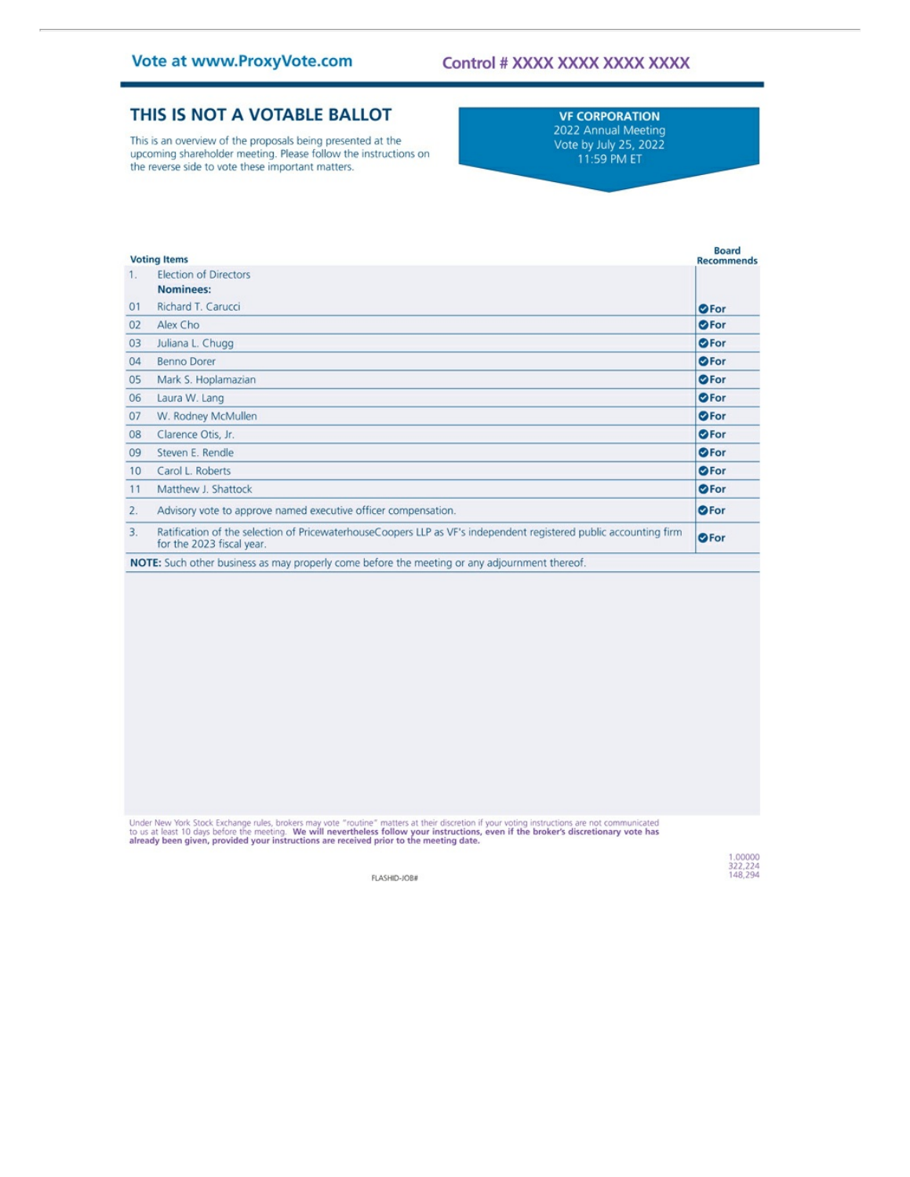Vote at www.ProxyVote.com

Control # XXXX XXXX XXXX XXXX

## THIS IS NOT A VOTABLE BALLOT

This is an overview of the proposals being presented at the upcoming shareholder meeting. Please follow the instructions on the reverse side to vote these important matters.

**VF CORPORATION**
2022 Annual Meeting
Vote by July 25, 2022
11:59 PM ET

| Voting Items | | Board Recommends |
|---|---|---|
| 1. | Election of Directors **Nominees:** | |
| 01 | Richard T. Carucci | For |
| 02 | Alex Cho | For |
| 03 | Juliana L. Chugg | For |
| 04 | Benno Dorer | For |
| 05 | Mark S. Hoplamazian | For |
| 06 | Laura W. Lang | For |
| 07 | W. Rodney McMullen | For |
| 08 | Clarence Otis, Jr. | For |
| 09 | Steven E. Rendle | For |
| 10 | Carol L. Roberts | For |
| 11 | Matthew J. Shattock | For |
| 2. | Advisory vote to approve named executive officer compensation. | For |
| 3. | Ratification of the selection of PricewaterhouseCoopers LLP as VF's independent registered public accounting firm for the 2023 fiscal year. | For |

**NOTE:** Such other business as may properly come before the meeting or any adjournment thereof.

Under New York Stock Exchange rules, brokers may vote "routine" matters at their discretion if your voting instructions are not communicated to us at least 10 days before the meeting. **We will nevertheless follow your instructions, even if the broker's discretionary vote has already been given, provided your instructions are received prior to the meeting date.**

FLASHID-JOB#

1.00000
322,224
148,294